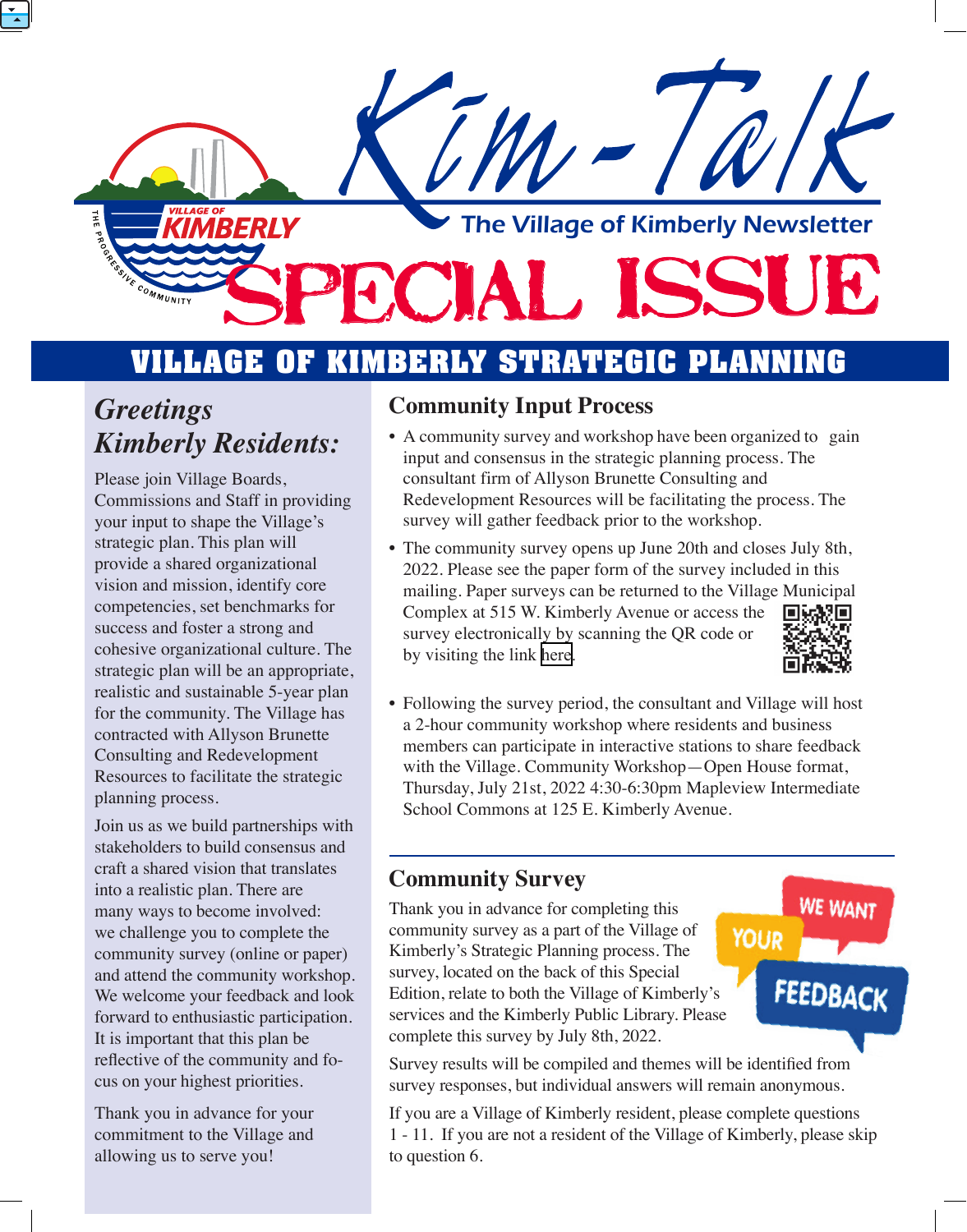# Kim-Talk

The Village of Kimberly Newsletter

# SPECIAL ISSUE

## VILLAGE OF KIMBERLY STRATEGIC PLANNING

### *Greetings Kimberly Residents:*

Please join Village Boards, Commissions and Staff in providing your input to shape the Village's strategic plan. This plan will provide a shared organizational vision and mission, identify core competencies, set benchmarks for success and foster a strong and cohesive organizational culture. The strategic plan will be an appropriate, realistic and sustainable 5-year plan for the community. The Village has contracted with Allyson Brunette Consulting and Redevelopment Resources to facilitate the strategic planning process.

Join us as we build partnerships with stakeholders to build consensus and craft a shared vision that translates into a realistic plan. There are many ways to become involved: we challenge you to complete the community survey (online or paper) and attend the community workshop. We welcome your feedback and look forward to enthusiastic participation. It is important that this plan be reflective of the community and focus on your highest priorities.

Thank you in advance for your commitment to the Village and allowing us to serve you!

### Community Input Process

- A community survey and workshop have been organized to gain input and consensus in the strategic planning process. The consultant firm of Allyson Brunette Consulting and Redevelopment Resources will be facilitating the process. The survey will gather feedback prior to the workshop.
- The community survey opens up June 20th and closes July 8th, 2022. Please see the paper form of the survey included in this mailing. Paper surveys can be returned to the Village Municipal Complex at 515 W. Kimberly Avenue or access the survey electronically by scanning the QR code or by visiting the link here.
- Following the survey period, the consultant and Village will host a 2-hour community workshop where residents and business members can participate in interactive stations to share feedback with the Village. Community Workshop—Open House format, Thursday, July 21st, 2022 4:30-6:30pm Mapleview Intermediate School Commons at 125 E. Kimberly Avenue.

### Community Survey

Thank you in advance for completing this community survey as a part of the Village of Kimberly's Strategic Planning process. The survey, located on the back of this Special Edition, relate to both the Village of Kimberly's services and the Kimberly Public Library. Please complete this survey by July 8th, 2022.

Survey results will be compiled and themes will be identified from survey responses, but individual answers will remain anonymous.

If you are a Village of Kimberly resident, please complete questions 1 - 11. If you are not a resident of the Village of Kimberly, please skip to question 6.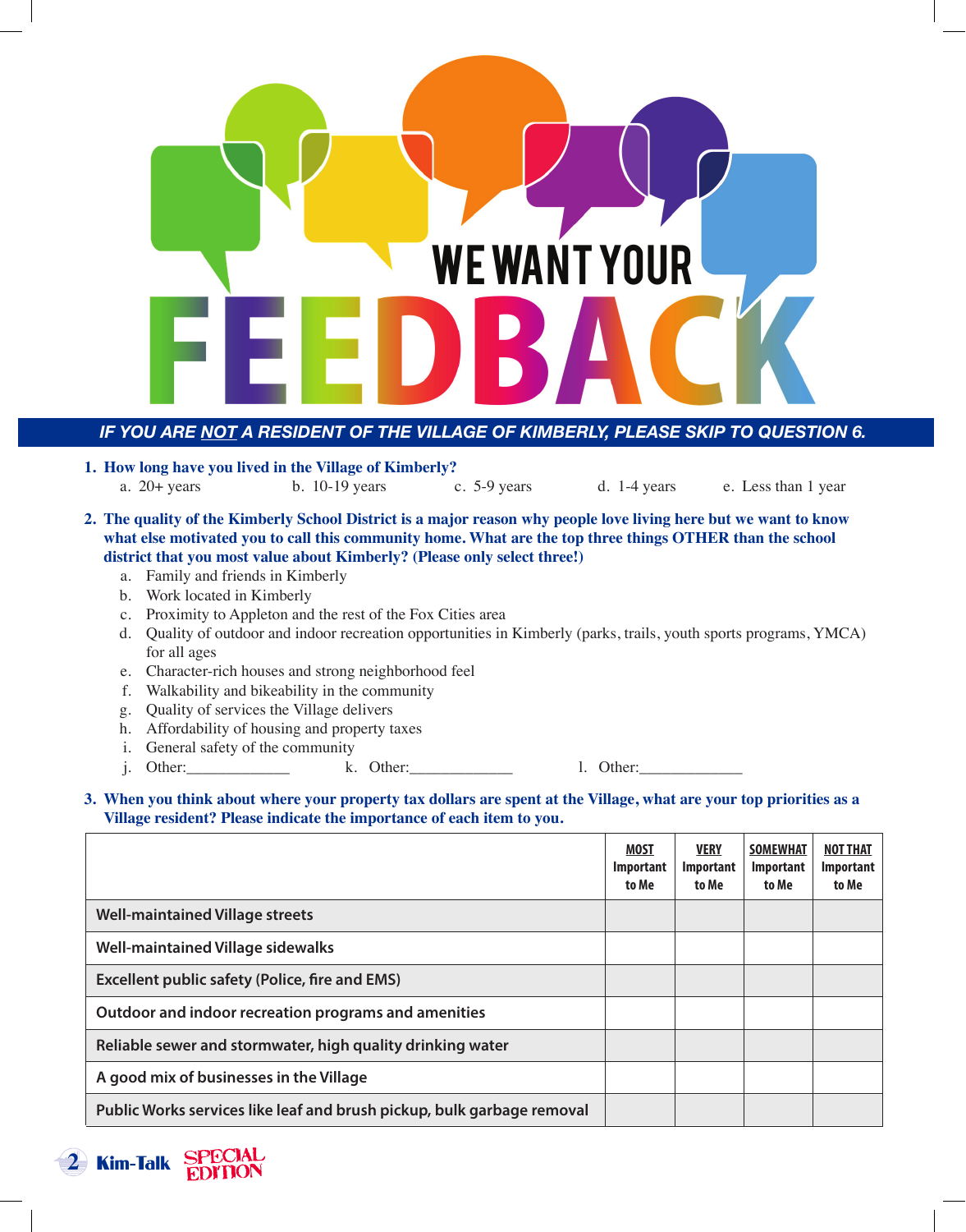# WE WANT YOUR FEEDBACK

***IF YOU ARE <u>NOT</u> A RESIDENT OF THE VILLAGE OF KIMBERLY, PLEASE SKIP TO QUESTION 6.***

**1. How long have you lived in the Village of Kimberly?**

a. 20+ years  b. 10-19 years  c. 5-9 years  d. 1-4 years  e. Less than 1 year

**2. The quality of the Kimberly School District is a major reason why people love living here but we want to know what else motivated you to call this community home. What are the top three things OTHER than the school district that you most value about Kimberly? (Please only select three!)**

a. Family and friends in Kimberly
b. Work located in Kimberly
c. Proximity to Appleton and the rest of the Fox Cities area
d. Quality of outdoor and indoor recreation opportunities in Kimberly (parks, trails, youth sports programs, YMCA) for all ages
e. Character-rich houses and strong neighborhood feel
f. Walkability and bikeability in the community
g. Quality of services the Village delivers
h. Affordability of housing and property taxes
i. General safety of the community
j. Other:_____________  k. Other:_____________  l. Other:_____________

**3. When you think about where your property tax dollars are spent at the Village, what are your top priorities as a Village resident? Please indicate the importance of each item to you.**

| | MOST Important to Me | VERY Important to Me | SOMEWHAT Important to Me | NOT THAT Important to Me |
|---|---|---|---|---|
| Well-maintained Village streets | | | | |
| Well-maintained Village sidewalks | | | | |
| Excellent public safety (Police, fire and EMS) | | | | |
| Outdoor and indoor recreation programs and amenities | | | | |
| Reliable sewer and stormwater, high quality drinking water | | | | |
| A good mix of businesses in the Village | | | | |
| Public Works services like leaf and brush pickup, bulk garbage removal | | | | |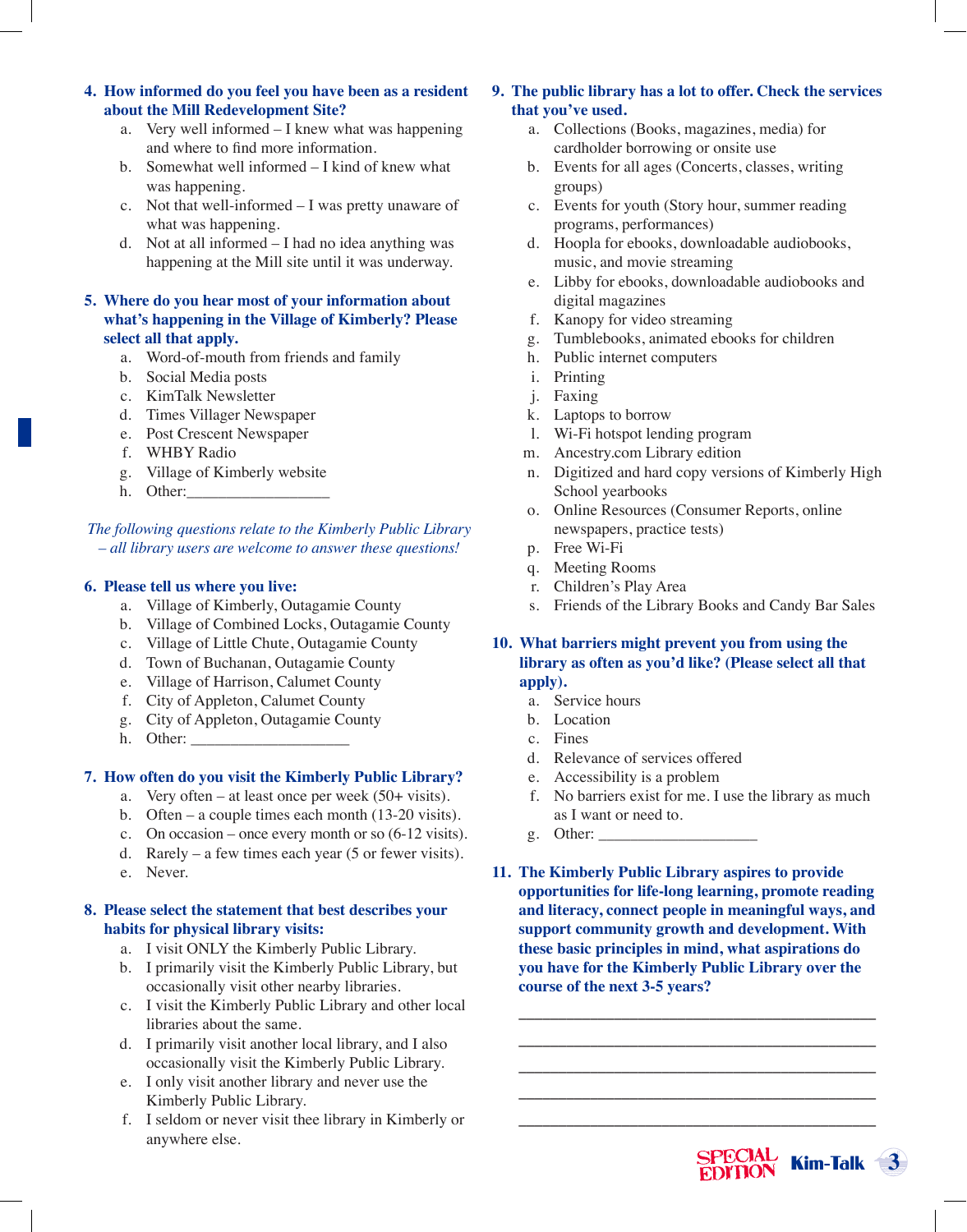**4. How informed do you feel you have been as a resident about the Mill Redevelopment Site?**

a. Very well informed – I knew what was happening and where to find more information.
b. Somewhat well informed – I kind of knew what was happening.
c. Not that well-informed – I was pretty unaware of what was happening.
d. Not at all informed – I had no idea anything was happening at the Mill site until it was underway.

**5. Where do you hear most of your information about what's happening in the Village of Kimberly? Please select all that apply.**

a. Word-of-mouth from friends and family
b. Social Media posts
c. KimTalk Newsletter
d. Times Villager Newspaper
e. Post Crescent Newspaper
f. WHBY Radio
g. Village of Kimberly website
h. Other:__________________

*The following questions relate to the Kimberly Public Library – all library users are welcome to answer these questions!*

**6. Please tell us where you live:**

a. Village of Kimberly, Outagamie County
b. Village of Combined Locks, Outagamie County
c. Village of Little Chute, Outagamie County
d. Town of Buchanan, Outagamie County
e. Village of Harrison, Calumet County
f. City of Appleton, Calumet County
g. City of Appleton, Outagamie County
h. Other: ____________________

**7. How often do you visit the Kimberly Public Library?**

a. Very often – at least once per week (50+ visits).
b. Often – a couple times each month (13-20 visits).
c. On occasion – once every month or so (6-12 visits).
d. Rarely – a few times each year (5 or fewer visits).
e. Never.

**8. Please select the statement that best describes your habits for physical library visits:**

a. I visit ONLY the Kimberly Public Library.
b. I primarily visit the Kimberly Public Library, but occasionally visit other nearby libraries.
c. I visit the Kimberly Public Library and other local libraries about the same.
d. I primarily visit another local library, and I also occasionally visit the Kimberly Public Library.
e. I only visit another library and never use the Kimberly Public Library.
f. I seldom or never visit thee library in Kimberly or anywhere else.

**9. The public library has a lot to offer. Check the services that you've used.**

a. Collections (Books, magazines, media) for cardholder borrowing or onsite use
b. Events for all ages (Concerts, classes, writing groups)
c. Events for youth (Story hour, summer reading programs, performances)
d. Hoopla for ebooks, downloadable audiobooks, music, and movie streaming
e. Libby for ebooks, downloadable audiobooks and digital magazines
f. Kanopy for video streaming
g. Tumblebooks, animated ebooks for children
h. Public internet computers
i. Printing
j. Faxing
k. Laptops to borrow
l. Wi-Fi hotspot lending program
m. Ancestry.com Library edition
n. Digitized and hard copy versions of Kimberly High School yearbooks
o. Online Resources (Consumer Reports, online newspapers, practice tests)
p. Free Wi-Fi
q. Meeting Rooms
r. Children's Play Area
s. Friends of the Library Books and Candy Bar Sales

**10. What barriers might prevent you from using the library as often as you'd like? (Please select all that apply).**

a. Service hours
b. Location
c. Fines
d. Relevance of services offered
e. Accessibility is a problem
f. No barriers exist for me. I use the library as much as I want or need to.
g. Other: ____________________

**11. The Kimberly Public Library aspires to provide opportunities for life-long learning, promote reading and literacy, connect people in meaningful ways, and support community growth and development. With these basic principles in mind, what aspirations do you have for the Kimberly Public Library over the course of the next 3-5 years?**

____________________________________________

____________________________________________

____________________________________________

____________________________________________

____________________________________________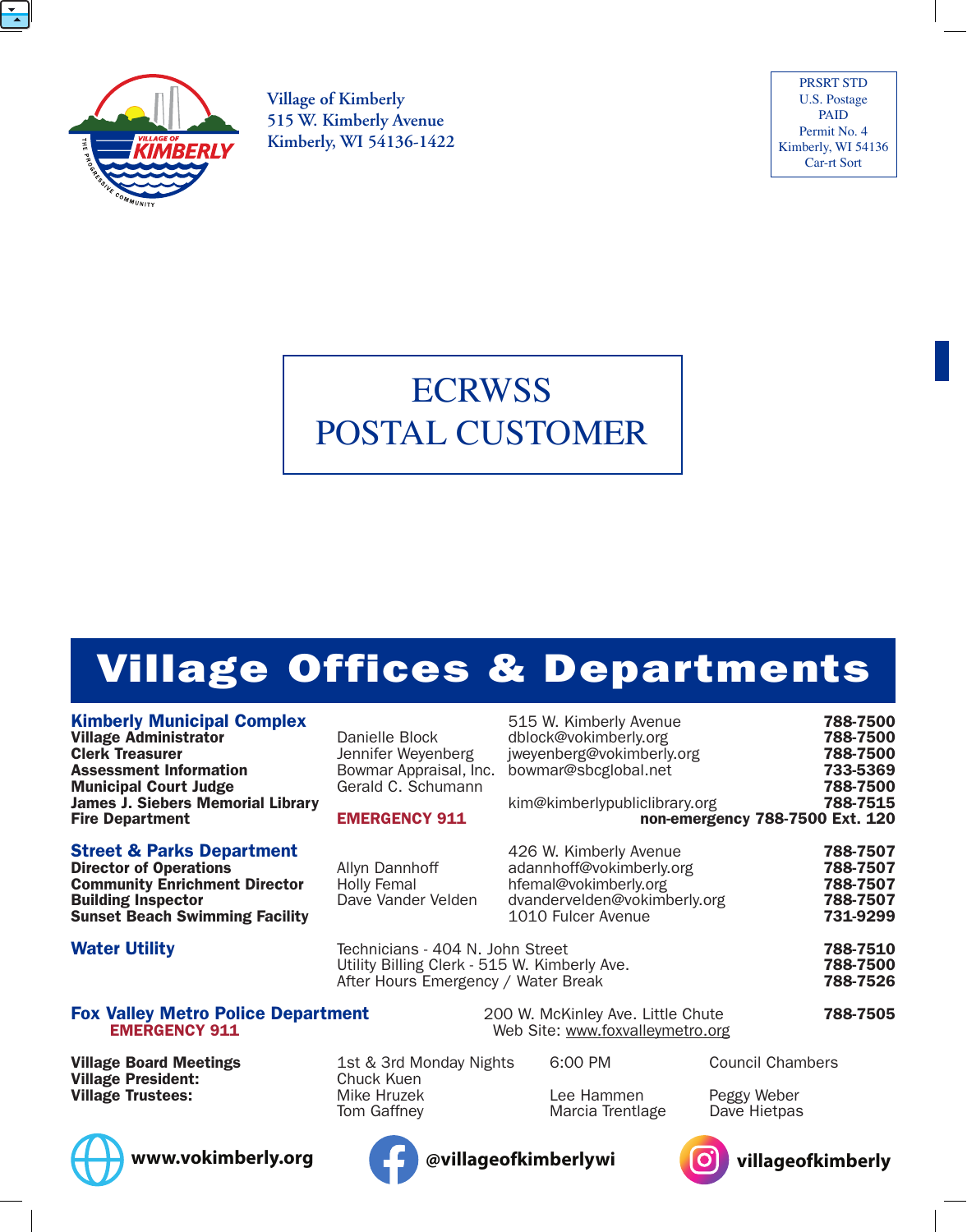Village of Kimberly
515 W. Kimberly Avenue
Kimberly, WI 54136-1422

PRSRT STD
U.S. Postage
PAID
Permit No. 4
Kimberly, WI 54136
Car-rt Sort

ECRWSS
POSTAL CUSTOMER

# Village Offices & Departments

| | | | |
|---|---|---|---|
| **Kimberly Municipal Complex** | | 515 W. Kimberly Avenue | **788-7500** |
| **Village Administrator** | Danielle Block | dblock@vokimberly.org | **788-7500** |
| **Clerk Treasurer** | Jennifer Weyenberg | jweyenberg@vokimberly.org | **788-7500** |
| **Assessment Information** | Bowmar Appraisal, Inc. | bowmar@sbcglobal.net | **733-5369** |
| **Municipal Court Judge** | Gerald C. Schumann | | **788-7500** |
| **James J. Siebers Memorial Library** | | kim@kimberlypubliclibrary.org | **788-7515** |
| **Fire Department** | **EMERGENCY 911** | | **non-emergency 788-7500 Ext. 120** |
| **Street & Parks Department** | | 426 W. Kimberly Avenue | **788-7507** |
| **Director of Operations** | Allyn Dannhoff | adannhoff@vokimberly.org | **788-7507** |
| **Community Enrichment Director** | Holly Femal | hfemal@vokimberly.org | **788-7507** |
| **Building Inspector** | Dave Vander Velden | dvandervelden@vokimberly.org | **788-7507** |
| **Sunset Beach Swimming Facility** | | 1010 Fulcer Avenue | **731-9299** |
| **Water Utility** | Technicians - 404 N. John Street | | **788-7510** |
| | Utility Billing Clerk - 515 W. Kimberly Ave. | | **788-7500** |
| | After Hours Emergency / Water Break | | **788-7526** |
| **Fox Valley Metro Police Department** | | 200 W. McKinley Ave. Little Chute | **788-7505** |
| **EMERGENCY 911** | | Web Site: www.foxvalleymetro.org | |

| | | | |
|---|---|---|---|
| **Village Board Meetings** | 1st & 3rd Monday Nights | 6:00 PM | Council Chambers |
| **Village President:** | Chuck Kuen | | |
| **Village Trustees:** | Mike Hruzek | Lee Hammen | Peggy Weber |
| | Tom Gaffney | Marcia Trentlage | Dave Hietpas |

**www.vokimberly.org** **@villageofkimberlywi** **villageofkimberly**